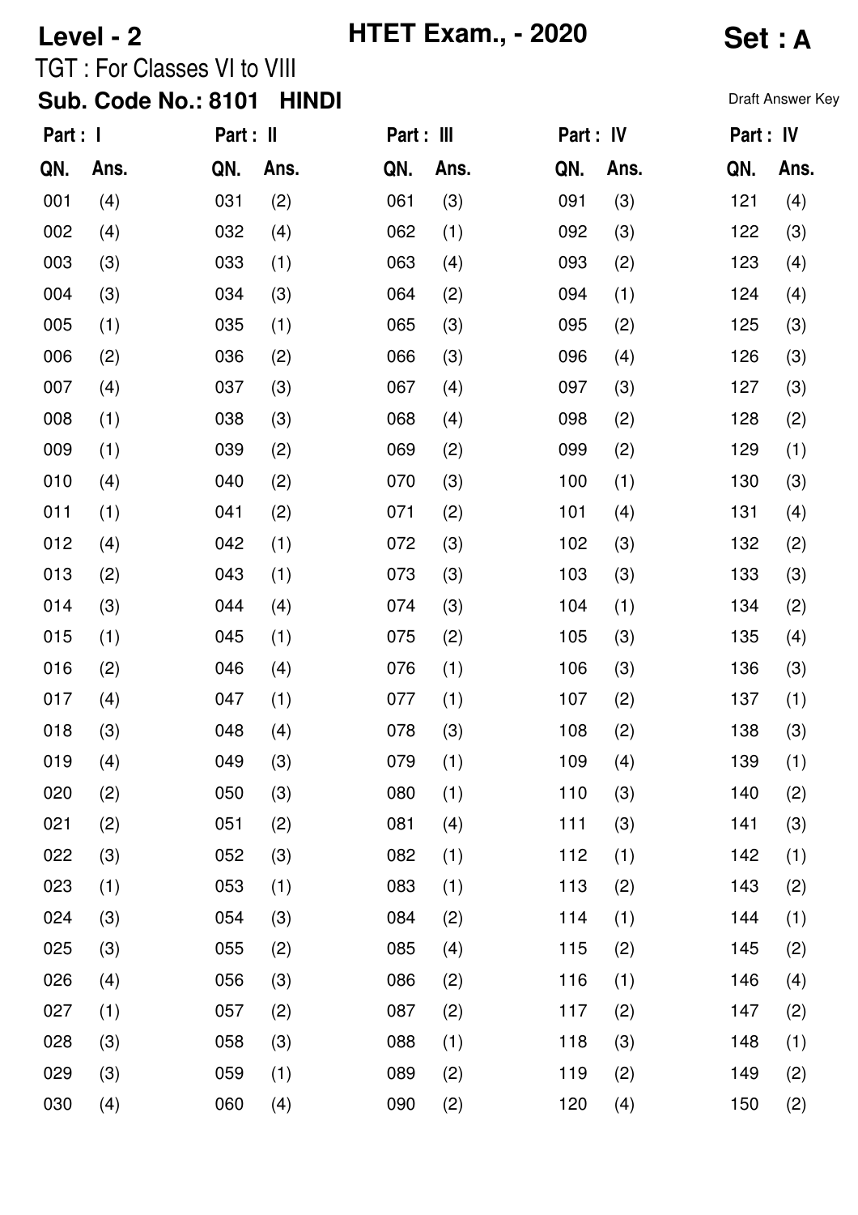**Level - 2** **HTET Exam., - 2020** **Set : A**

TGT : For Classes VI to VIII

**Sub. Code No.: 8101 HINDI**

Draft Answer Key

| Part : I | | Part : II | | Part : III | | Part : IV | | Part : IV | |
|---|---|---|---|---|---|---|---|---|---|
| QN. | Ans. | QN. | Ans. | QN. | Ans. | QN. | Ans. | QN. | Ans. |
| 001 | (4) | 031 | (2) | 061 | (3) | 091 | (3) | 121 | (4) |
| 002 | (4) | 032 | (4) | 062 | (1) | 092 | (3) | 122 | (3) |
| 003 | (3) | 033 | (1) | 063 | (4) | 093 | (2) | 123 | (4) |
| 004 | (3) | 034 | (3) | 064 | (2) | 094 | (1) | 124 | (4) |
| 005 | (1) | 035 | (1) | 065 | (3) | 095 | (2) | 125 | (3) |
| 006 | (2) | 036 | (2) | 066 | (3) | 096 | (4) | 126 | (3) |
| 007 | (4) | 037 | (3) | 067 | (4) | 097 | (3) | 127 | (3) |
| 008 | (1) | 038 | (3) | 068 | (4) | 098 | (2) | 128 | (2) |
| 009 | (1) | 039 | (2) | 069 | (2) | 099 | (2) | 129 | (1) |
| 010 | (4) | 040 | (2) | 070 | (3) | 100 | (1) | 130 | (3) |
| 011 | (1) | 041 | (2) | 071 | (2) | 101 | (4) | 131 | (4) |
| 012 | (4) | 042 | (1) | 072 | (3) | 102 | (3) | 132 | (2) |
| 013 | (2) | 043 | (1) | 073 | (3) | 103 | (3) | 133 | (3) |
| 014 | (3) | 044 | (4) | 074 | (3) | 104 | (1) | 134 | (2) |
| 015 | (1) | 045 | (1) | 075 | (2) | 105 | (3) | 135 | (4) |
| 016 | (2) | 046 | (4) | 076 | (1) | 106 | (3) | 136 | (3) |
| 017 | (4) | 047 | (1) | 077 | (1) | 107 | (2) | 137 | (1) |
| 018 | (3) | 048 | (4) | 078 | (3) | 108 | (2) | 138 | (3) |
| 019 | (4) | 049 | (3) | 079 | (1) | 109 | (4) | 139 | (1) |
| 020 | (2) | 050 | (3) | 080 | (1) | 110 | (3) | 140 | (2) |
| 021 | (2) | 051 | (2) | 081 | (4) | 111 | (3) | 141 | (3) |
| 022 | (3) | 052 | (3) | 082 | (1) | 112 | (1) | 142 | (1) |
| 023 | (1) | 053 | (1) | 083 | (1) | 113 | (2) | 143 | (2) |
| 024 | (3) | 054 | (3) | 084 | (2) | 114 | (1) | 144 | (1) |
| 025 | (3) | 055 | (2) | 085 | (4) | 115 | (2) | 145 | (2) |
| 026 | (4) | 056 | (3) | 086 | (2) | 116 | (1) | 146 | (4) |
| 027 | (1) | 057 | (2) | 087 | (2) | 117 | (2) | 147 | (2) |
| 028 | (3) | 058 | (3) | 088 | (1) | 118 | (3) | 148 | (1) |
| 029 | (3) | 059 | (1) | 089 | (2) | 119 | (2) | 149 | (2) |
| 030 | (4) | 060 | (4) | 090 | (2) | 120 | (4) | 150 | (2) |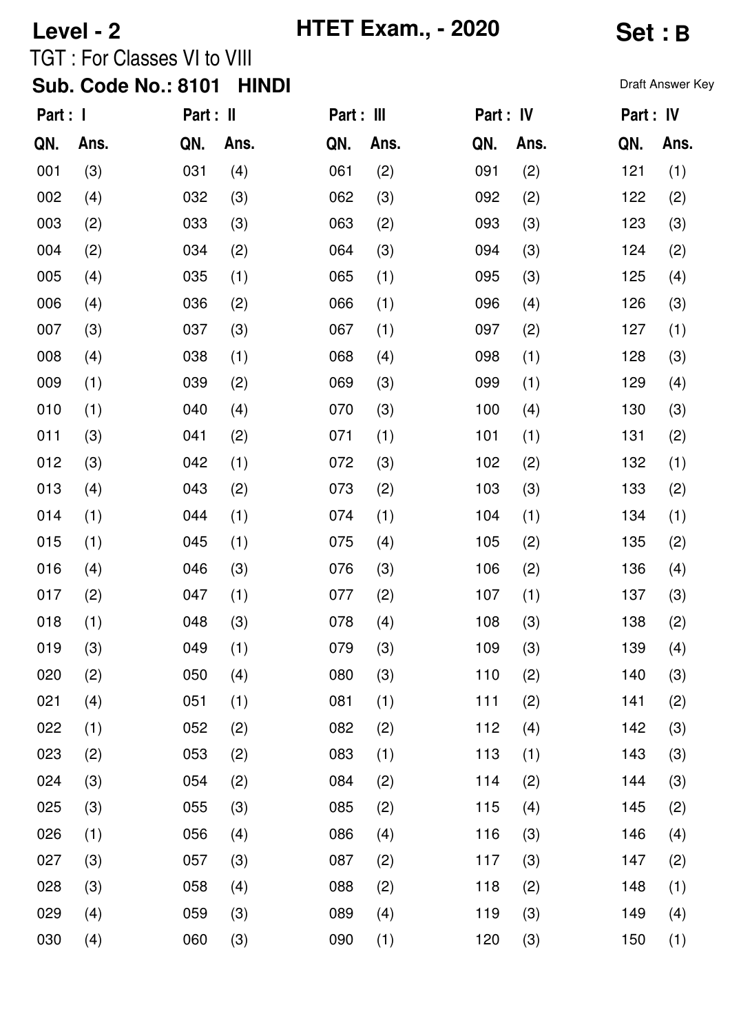**Level - 2** **HTET Exam., - 2020** **Set : B**

TGT : For Classes VI to VIII

**Sub. Code No.: 8101 HINDI**

Draft Answer Key

| Part : I | | Part : II | | Part : III | | Part : IV | | Part : IV | |
|---|---|---|---|---|---|---|---|---|---|
| QN. | Ans. | QN. | Ans. | QN. | Ans. | QN. | Ans. | QN. | Ans. |
| 001 | (3) | 031 | (4) | 061 | (2) | 091 | (2) | 121 | (1) |
| 002 | (4) | 032 | (3) | 062 | (3) | 092 | (2) | 122 | (2) |
| 003 | (2) | 033 | (3) | 063 | (2) | 093 | (3) | 123 | (3) |
| 004 | (2) | 034 | (2) | 064 | (3) | 094 | (3) | 124 | (2) |
| 005 | (4) | 035 | (1) | 065 | (1) | 095 | (3) | 125 | (4) |
| 006 | (4) | 036 | (2) | 066 | (1) | 096 | (4) | 126 | (3) |
| 007 | (3) | 037 | (3) | 067 | (1) | 097 | (2) | 127 | (1) |
| 008 | (4) | 038 | (1) | 068 | (4) | 098 | (1) | 128 | (3) |
| 009 | (1) | 039 | (2) | 069 | (3) | 099 | (1) | 129 | (4) |
| 010 | (1) | 040 | (4) | 070 | (3) | 100 | (4) | 130 | (3) |
| 011 | (3) | 041 | (2) | 071 | (1) | 101 | (1) | 131 | (2) |
| 012 | (3) | 042 | (1) | 072 | (3) | 102 | (2) | 132 | (1) |
| 013 | (4) | 043 | (2) | 073 | (2) | 103 | (3) | 133 | (2) |
| 014 | (1) | 044 | (1) | 074 | (1) | 104 | (1) | 134 | (1) |
| 015 | (1) | 045 | (1) | 075 | (4) | 105 | (2) | 135 | (2) |
| 016 | (4) | 046 | (3) | 076 | (3) | 106 | (2) | 136 | (4) |
| 017 | (2) | 047 | (1) | 077 | (2) | 107 | (1) | 137 | (3) |
| 018 | (1) | 048 | (3) | 078 | (4) | 108 | (3) | 138 | (2) |
| 019 | (3) | 049 | (1) | 079 | (3) | 109 | (3) | 139 | (4) |
| 020 | (2) | 050 | (4) | 080 | (3) | 110 | (2) | 140 | (3) |
| 021 | (4) | 051 | (1) | 081 | (1) | 111 | (2) | 141 | (2) |
| 022 | (1) | 052 | (2) | 082 | (2) | 112 | (4) | 142 | (3) |
| 023 | (2) | 053 | (2) | 083 | (1) | 113 | (1) | 143 | (3) |
| 024 | (3) | 054 | (2) | 084 | (2) | 114 | (2) | 144 | (3) |
| 025 | (3) | 055 | (3) | 085 | (2) | 115 | (4) | 145 | (2) |
| 026 | (1) | 056 | (4) | 086 | (4) | 116 | (3) | 146 | (4) |
| 027 | (3) | 057 | (3) | 087 | (2) | 117 | (3) | 147 | (2) |
| 028 | (3) | 058 | (4) | 088 | (2) | 118 | (2) | 148 | (1) |
| 029 | (4) | 059 | (3) | 089 | (4) | 119 | (3) | 149 | (4) |
| 030 | (4) | 060 | (3) | 090 | (1) | 120 | (3) | 150 | (1) |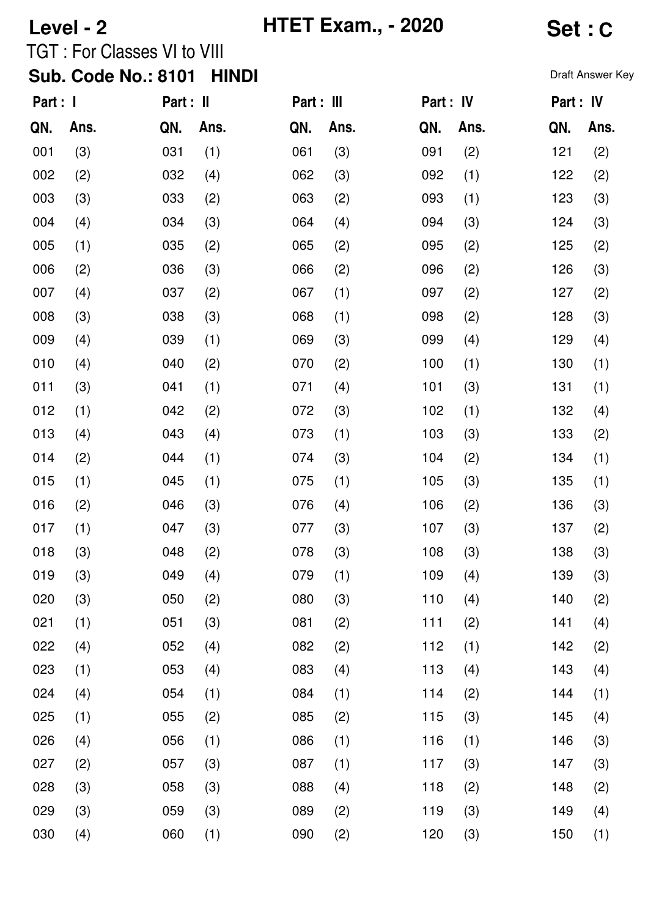**Level - 2** **HTET Exam., - 2020** **Set : C**

TGT : For Classes VI to VIII

**Sub. Code No.: 8101 HINDI**

Draft Answer Key

| Part : I | | Part : II | | Part : III | | Part : IV | | Part : IV | |
|---|---|---|---|---|---|---|---|---|---|
| QN. | Ans. | QN. | Ans. | QN. | Ans. | QN. | Ans. | QN. | Ans. |
| 001 | (3) | 031 | (1) | 061 | (3) | 091 | (2) | 121 | (2) |
| 002 | (2) | 032 | (4) | 062 | (3) | 092 | (1) | 122 | (2) |
| 003 | (3) | 033 | (2) | 063 | (2) | 093 | (1) | 123 | (3) |
| 004 | (4) | 034 | (3) | 064 | (4) | 094 | (3) | 124 | (3) |
| 005 | (1) | 035 | (2) | 065 | (2) | 095 | (2) | 125 | (2) |
| 006 | (2) | 036 | (3) | 066 | (2) | 096 | (2) | 126 | (3) |
| 007 | (4) | 037 | (2) | 067 | (1) | 097 | (2) | 127 | (2) |
| 008 | (3) | 038 | (3) | 068 | (1) | 098 | (2) | 128 | (3) |
| 009 | (4) | 039 | (1) | 069 | (3) | 099 | (4) | 129 | (4) |
| 010 | (4) | 040 | (2) | 070 | (2) | 100 | (1) | 130 | (1) |
| 011 | (3) | 041 | (1) | 071 | (4) | 101 | (3) | 131 | (1) |
| 012 | (1) | 042 | (2) | 072 | (3) | 102 | (1) | 132 | (4) |
| 013 | (4) | 043 | (4) | 073 | (1) | 103 | (3) | 133 | (2) |
| 014 | (2) | 044 | (1) | 074 | (3) | 104 | (2) | 134 | (1) |
| 015 | (1) | 045 | (1) | 075 | (1) | 105 | (3) | 135 | (1) |
| 016 | (2) | 046 | (3) | 076 | (4) | 106 | (2) | 136 | (3) |
| 017 | (1) | 047 | (3) | 077 | (3) | 107 | (3) | 137 | (2) |
| 018 | (3) | 048 | (2) | 078 | (3) | 108 | (3) | 138 | (3) |
| 019 | (3) | 049 | (4) | 079 | (1) | 109 | (4) | 139 | (3) |
| 020 | (3) | 050 | (2) | 080 | (3) | 110 | (4) | 140 | (2) |
| 021 | (1) | 051 | (3) | 081 | (2) | 111 | (2) | 141 | (4) |
| 022 | (4) | 052 | (4) | 082 | (2) | 112 | (1) | 142 | (2) |
| 023 | (1) | 053 | (4) | 083 | (4) | 113 | (4) | 143 | (4) |
| 024 | (4) | 054 | (1) | 084 | (1) | 114 | (2) | 144 | (1) |
| 025 | (1) | 055 | (2) | 085 | (2) | 115 | (3) | 145 | (4) |
| 026 | (4) | 056 | (1) | 086 | (1) | 116 | (1) | 146 | (3) |
| 027 | (2) | 057 | (3) | 087 | (1) | 117 | (3) | 147 | (3) |
| 028 | (3) | 058 | (3) | 088 | (4) | 118 | (2) | 148 | (2) |
| 029 | (3) | 059 | (3) | 089 | (2) | 119 | (3) | 149 | (4) |
| 030 | (4) | 060 | (1) | 090 | (2) | 120 | (3) | 150 | (1) |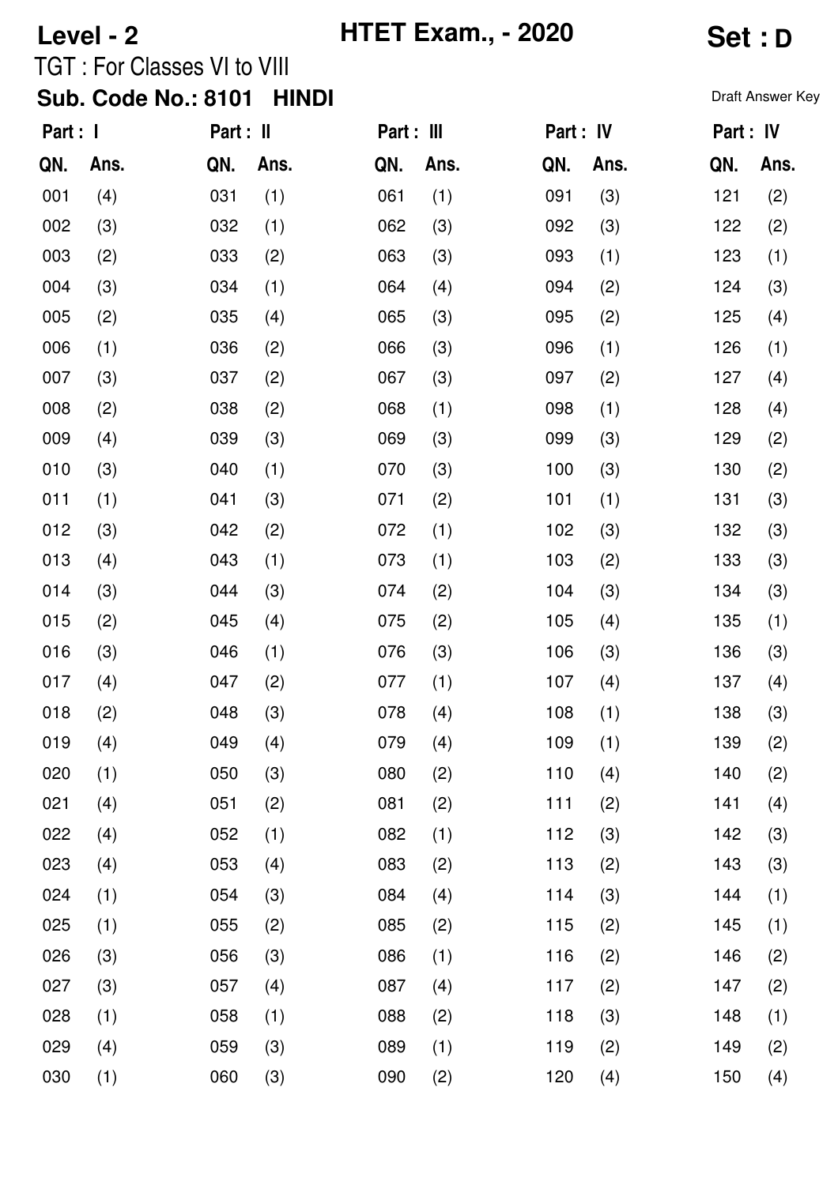**Level - 2** **HTET Exam., - 2020** **Set : D**

TGT : For Classes VI to VIII

**Sub. Code No.: 8101 HINDI**

Draft Answer Key

| Part : I | | Part : II | | Part : III | | Part : IV | | Part : IV | |
|---|---|---|---|---|---|---|---|---|---|
| QN. | Ans. | QN. | Ans. | QN. | Ans. | QN. | Ans. | QN. | Ans. |
| 001 | (4) | 031 | (1) | 061 | (1) | 091 | (3) | 121 | (2) |
| 002 | (3) | 032 | (1) | 062 | (3) | 092 | (3) | 122 | (2) |
| 003 | (2) | 033 | (2) | 063 | (3) | 093 | (1) | 123 | (1) |
| 004 | (3) | 034 | (1) | 064 | (4) | 094 | (2) | 124 | (3) |
| 005 | (2) | 035 | (4) | 065 | (3) | 095 | (2) | 125 | (4) |
| 006 | (1) | 036 | (2) | 066 | (3) | 096 | (1) | 126 | (1) |
| 007 | (3) | 037 | (2) | 067 | (3) | 097 | (2) | 127 | (4) |
| 008 | (2) | 038 | (2) | 068 | (1) | 098 | (1) | 128 | (4) |
| 009 | (4) | 039 | (3) | 069 | (3) | 099 | (3) | 129 | (2) |
| 010 | (3) | 040 | (1) | 070 | (3) | 100 | (3) | 130 | (2) |
| 011 | (1) | 041 | (3) | 071 | (2) | 101 | (1) | 131 | (3) |
| 012 | (3) | 042 | (2) | 072 | (1) | 102 | (3) | 132 | (3) |
| 013 | (4) | 043 | (1) | 073 | (1) | 103 | (2) | 133 | (3) |
| 014 | (3) | 044 | (3) | 074 | (2) | 104 | (3) | 134 | (3) |
| 015 | (2) | 045 | (4) | 075 | (2) | 105 | (4) | 135 | (1) |
| 016 | (3) | 046 | (1) | 076 | (3) | 106 | (3) | 136 | (3) |
| 017 | (4) | 047 | (2) | 077 | (1) | 107 | (4) | 137 | (4) |
| 018 | (2) | 048 | (3) | 078 | (4) | 108 | (1) | 138 | (3) |
| 019 | (4) | 049 | (4) | 079 | (4) | 109 | (1) | 139 | (2) |
| 020 | (1) | 050 | (3) | 080 | (2) | 110 | (4) | 140 | (2) |
| 021 | (4) | 051 | (2) | 081 | (2) | 111 | (2) | 141 | (4) |
| 022 | (4) | 052 | (1) | 082 | (1) | 112 | (3) | 142 | (3) |
| 023 | (4) | 053 | (4) | 083 | (2) | 113 | (2) | 143 | (3) |
| 024 | (1) | 054 | (3) | 084 | (4) | 114 | (3) | 144 | (1) |
| 025 | (1) | 055 | (2) | 085 | (2) | 115 | (2) | 145 | (1) |
| 026 | (3) | 056 | (3) | 086 | (1) | 116 | (2) | 146 | (2) |
| 027 | (3) | 057 | (4) | 087 | (4) | 117 | (2) | 147 | (2) |
| 028 | (1) | 058 | (1) | 088 | (2) | 118 | (3) | 148 | (1) |
| 029 | (4) | 059 | (3) | 089 | (1) | 119 | (2) | 149 | (2) |
| 030 | (1) | 060 | (3) | 090 | (2) | 120 | (4) | 150 | (4) |